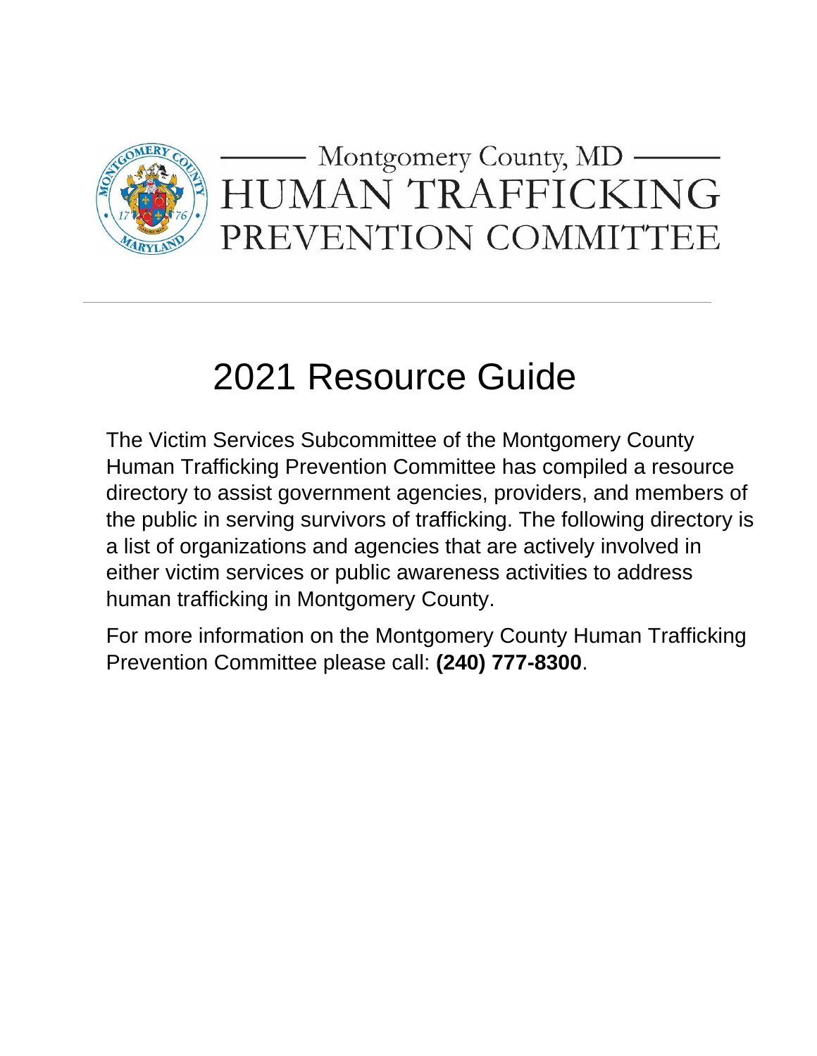Montgomery County, MD

# HUMAN TRAFFICKING PREVENTION COMMITTEE

---

# 2021 Resource Guide

The Victim Services Subcommittee of the Montgomery County Human Trafficking Prevention Committee has compiled a resource directory to assist government agencies, providers, and members of the public in serving survivors of trafficking. The following directory is a list of organizations and agencies that are actively involved in either victim services or public awareness activities to address human trafficking in Montgomery County.

For more information on the Montgomery County Human Trafficking Prevention Committee please call: **(240) 777-8300**.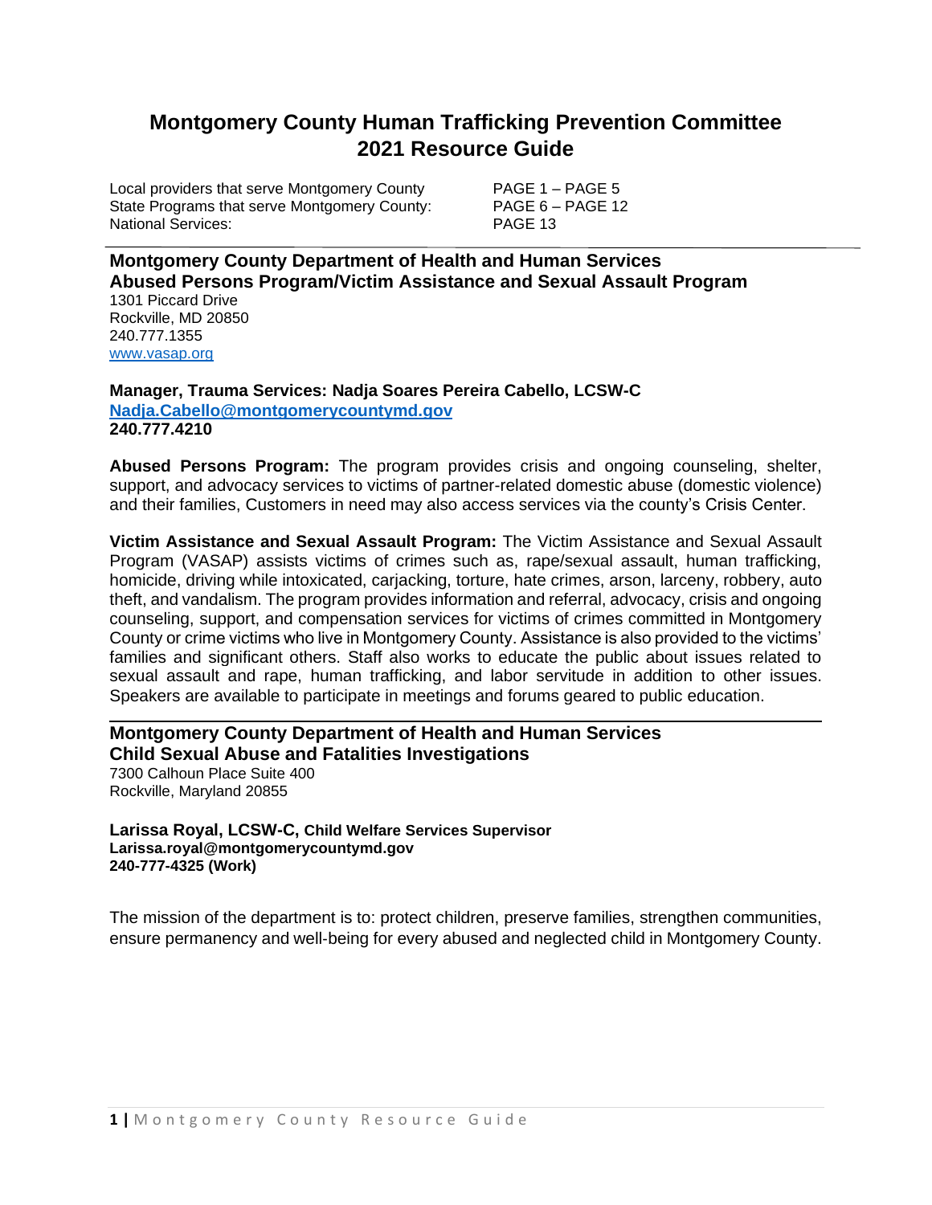# Montgomery County Human Trafficking Prevention Committee 2021 Resource Guide

Local providers that serve Montgomery County PAGE 1 – PAGE 5
State Programs that serve Montgomery County: PAGE 6 – PAGE 12
National Services: PAGE 13

---

## Montgomery County Department of Health and Human Services Abused Persons Program/Victim Assistance and Sexual Assault Program

1301 Piccard Drive
Rockville, MD 20850
240.777.1355
www.vasap.org

**Manager, Trauma Services: Nadja Soares Pereira Cabello, LCSW-C**
**Nadja.Cabello@montgomerycountymd.gov**
**240.777.4210**

**Abused Persons Program:** The program provides crisis and ongoing counseling, shelter, support, and advocacy services to victims of partner-related domestic abuse (domestic violence) and their families, Customers in need may also access services via the county's Crisis Center.

**Victim Assistance and Sexual Assault Program:** The Victim Assistance and Sexual Assault Program (VASAP) assists victims of crimes such as, rape/sexual assault, human trafficking, homicide, driving while intoxicated, carjacking, torture, hate crimes, arson, larceny, robbery, auto theft, and vandalism. The program provides information and referral, advocacy, crisis and ongoing counseling, support, and compensation services for victims of crimes committed in Montgomery County or crime victims who live in Montgomery County. Assistance is also provided to the victims' families and significant others. Staff also works to educate the public about issues related to sexual assault and rape, human trafficking, and labor servitude in addition to other issues. Speakers are available to participate in meetings and forums geared to public education.

---

## Montgomery County Department of Health and Human Services Child Sexual Abuse and Fatalities Investigations

7300 Calhoun Place Suite 400
Rockville, Maryland 20855

**Larissa Royal, LCSW-C, Child Welfare Services Supervisor**
**Larissa.royal@montgomerycountymd.gov**
**240-777-4325 (Work)**

The mission of the department is to: protect children, preserve families, strengthen communities, ensure permanency and well-being for every abused and neglected child in Montgomery County.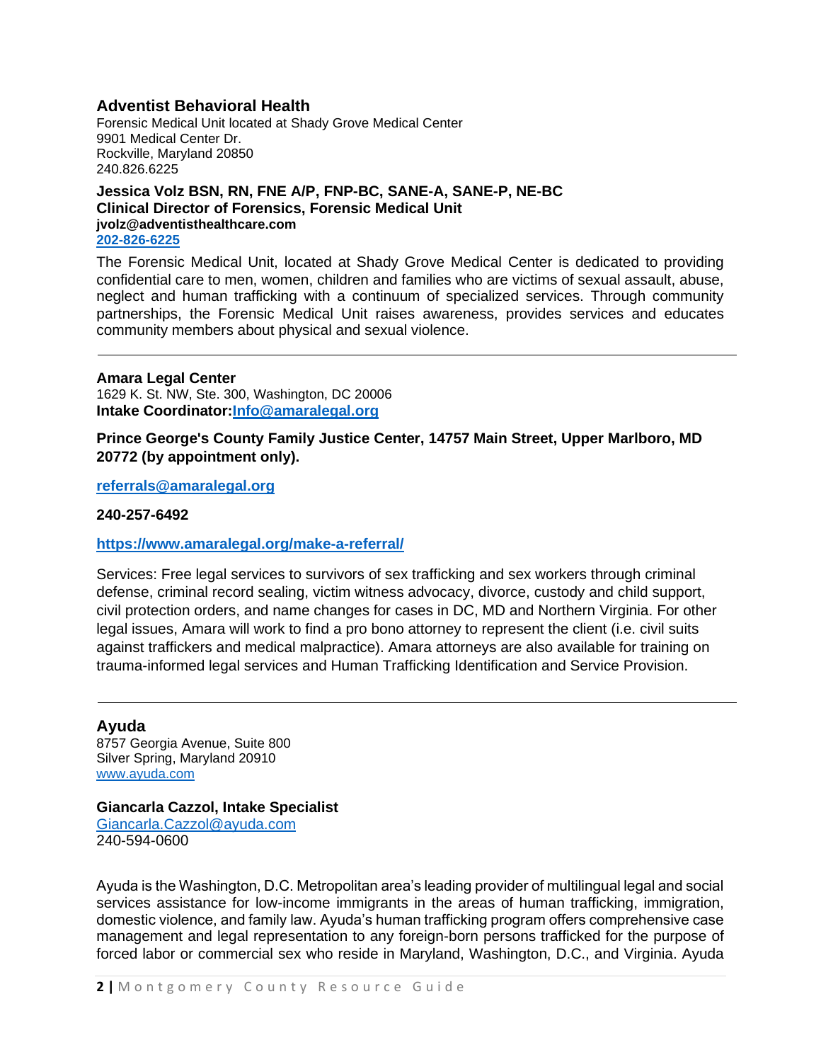## Adventist Behavioral Health

Forensic Medical Unit located at Shady Grove Medical Center
9901 Medical Center Dr.
Rockville, Maryland 20850
240.826.6225

**Jessica Volz BSN, RN, FNE A/P, FNP-BC, SANE-A, SANE-P, NE-BC**
**Clinical Director of Forensics, Forensic Medical Unit**
**jvolz@adventisthealthcare.com**
**202-826-6225**

The Forensic Medical Unit, located at Shady Grove Medical Center is dedicated to providing confidential care to men, women, children and families who are victims of sexual assault, abuse, neglect and human trafficking with a continuum of specialized services. Through community partnerships, the Forensic Medical Unit raises awareness, provides services and educates community members about physical and sexual violence.

---

**Amara Legal Center**
1629 K. St. NW, Ste. 300, Washington, DC 20006
**Intake Coordinator:Info@amaralegal.org**

**Prince George's County Family Justice Center, 14757 Main Street, Upper Marlboro, MD 20772 (by appointment only).**

**referrals@amaralegal.org**

**240-257-6492**

**https://www.amaralegal.org/make-a-referral/**

Services: Free legal services to survivors of sex trafficking and sex workers through criminal defense, criminal record sealing, victim witness advocacy, divorce, custody and child support, civil protection orders, and name changes for cases in DC, MD and Northern Virginia. For other legal issues, Amara will work to find a pro bono attorney to represent the client (i.e. civil suits against traffickers and medical malpractice). Amara attorneys are also available for training on trauma-informed legal services and Human Trafficking Identification and Service Provision.

---

## Ayuda

8757 Georgia Avenue, Suite 800
Silver Spring, Maryland 20910
www.ayuda.com

**Giancarla Cazzol, Intake Specialist**
Giancarla.Cazzol@ayuda.com
240-594-0600

Ayuda is the Washington, D.C. Metropolitan area's leading provider of multilingual legal and social services assistance for low-income immigrants in the areas of human trafficking, immigration, domestic violence, and family law. Ayuda's human trafficking program offers comprehensive case management and legal representation to any foreign-born persons trafficked for the purpose of forced labor or commercial sex who reside in Maryland, Washington, D.C., and Virginia. Ayuda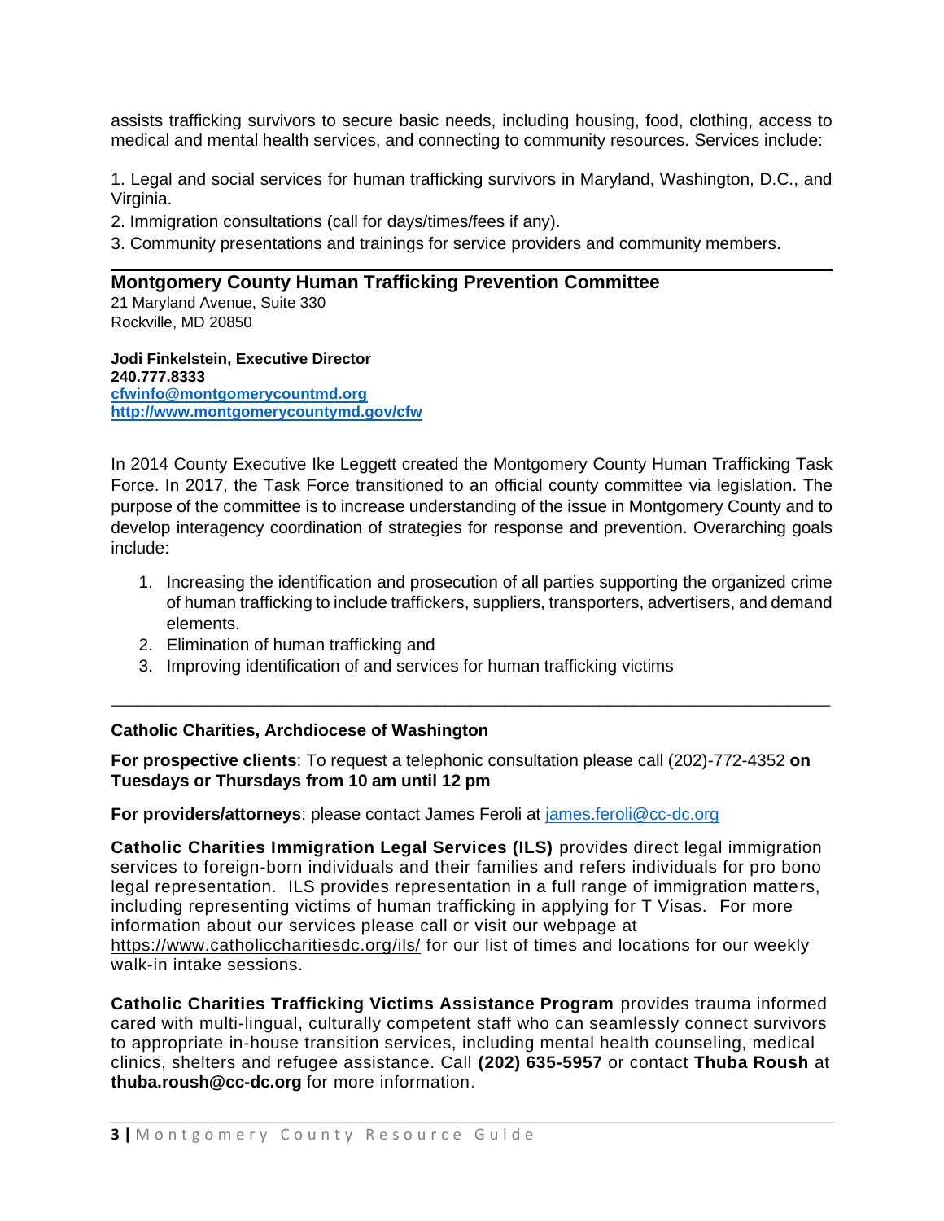assists trafficking survivors to secure basic needs, including housing, food, clothing, access to medical and mental health services, and connecting to community resources. Services include:

1. Legal and social services for human trafficking survivors in Maryland, Washington, D.C., and Virginia.
2. Immigration consultations (call for days/times/fees if any).
3. Community presentations and trainings for service providers and community members.

---

## Montgomery County Human Trafficking Prevention Committee

21 Maryland Avenue, Suite 330
Rockville, MD 20850

**Jodi Finkelstein, Executive Director**
**240.777.8333**
**cfwinfo@montgomerycountmd.org**
**http://www.montgomerycountymd.gov/cfw**

In 2014 County Executive Ike Leggett created the Montgomery County Human Trafficking Task Force. In 2017, the Task Force transitioned to an official county committee via legislation. The purpose of the committee is to increase understanding of the issue in Montgomery County and to develop interagency coordination of strategies for response and prevention. Overarching goals include:

1. Increasing the identification and prosecution of all parties supporting the organized crime of human trafficking to include traffickers, suppliers, transporters, advertisers, and demand elements.
2. Elimination of human trafficking and
3. Improving identification of and services for human trafficking victims

---

**Catholic Charities, Archdiocese of Washington**

**For prospective clients**: To request a telephonic consultation please call (202)-772-4352 **on Tuesdays or Thursdays from 10 am until 12 pm**

**For providers/attorneys**: please contact James Feroli at james.feroli@cc-dc.org

**Catholic Charities Immigration Legal Services (ILS)** provides direct legal immigration services to foreign-born individuals and their families and refers individuals for pro bono legal representation. ILS provides representation in a full range of immigration matters, including representing victims of human trafficking in applying for T Visas. For more information about our services please call or visit our webpage at https://www.catholiccharitiesdc.org/ils/ for our list of times and locations for our weekly walk-in intake sessions.

**Catholic Charities Trafficking Victims Assistance Program** provides trauma informed cared with multi-lingual, culturally competent staff who can seamlessly connect survivors to appropriate in-house transition services, including mental health counseling, medical clinics, shelters and refugee assistance. Call **(202) 635-5957** or contact **Thuba Roush** at **thuba.roush@cc-dc.org** for more information.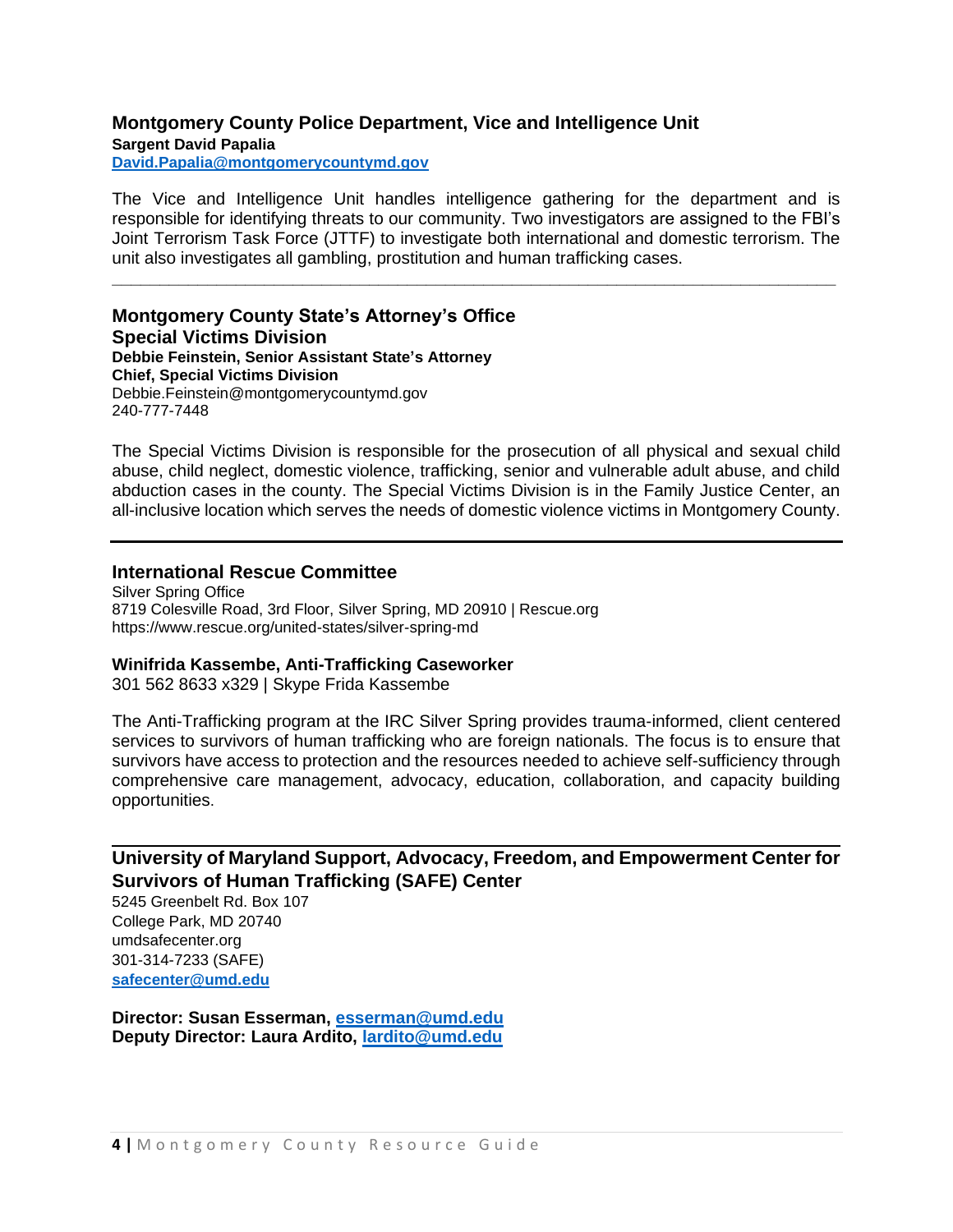## Montgomery County Police Department, Vice and Intelligence Unit

**Sargent David Papalia**
**David.Papalia@montgomerycountymd.gov**

The Vice and Intelligence Unit handles intelligence gathering for the department and is responsible for identifying threats to our community. Two investigators are assigned to the FBI's Joint Terrorism Task Force (JTTF) to investigate both international and domestic terrorism. The unit also investigates all gambling, prostitution and human trafficking cases.

---

## Montgomery County State's Attorney's Office Special Victims Division

**Debbie Feinstein, Senior Assistant State's Attorney**
**Chief, Special Victims Division**
Debbie.Feinstein@montgomerycountymd.gov
240-777-7448

The Special Victims Division is responsible for the prosecution of all physical and sexual child abuse, child neglect, domestic violence, trafficking, senior and vulnerable adult abuse, and child abduction cases in the county. The Special Victims Division is in the Family Justice Center, an all-inclusive location which serves the needs of domestic violence victims in Montgomery County.

---

## International Rescue Committee

Silver Spring Office
8719 Colesville Road, 3rd Floor, Silver Spring, MD 20910 | Rescue.org
https://www.rescue.org/united-states/silver-spring-md

**Winifrida Kassembe, Anti-Trafficking Caseworker**
301 562 8633 x329 | Skype Frida Kassembe

The Anti-Trafficking program at the IRC Silver Spring provides trauma-informed, client centered services to survivors of human trafficking who are foreign nationals. The focus is to ensure that survivors have access to protection and the resources needed to achieve self-sufficiency through comprehensive care management, advocacy, education, collaboration, and capacity building opportunities.

---

## University of Maryland Support, Advocacy, Freedom, and Empowerment Center for Survivors of Human Trafficking (SAFE) Center

5245 Greenbelt Rd. Box 107
College Park, MD 20740
umdsafecenter.org
301-314-7233 (SAFE)
**safecenter@umd.edu**

**Director: Susan Esserman, esserman@umd.edu**
**Deputy Director: Laura Ardito, lardito@umd.edu**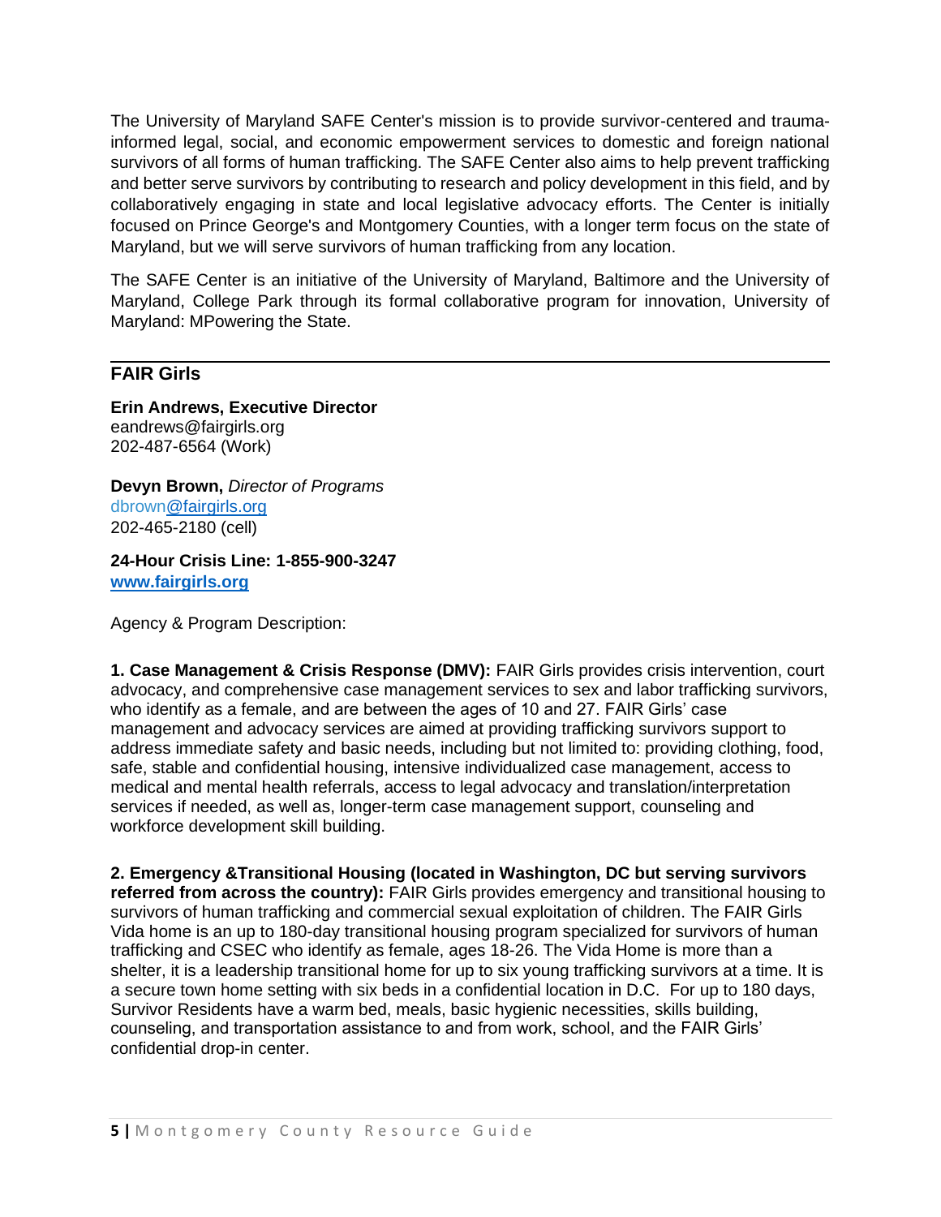The University of Maryland SAFE Center's mission is to provide survivor-centered and trauma-informed legal, social, and economic empowerment services to domestic and foreign national survivors of all forms of human trafficking. The SAFE Center also aims to help prevent trafficking and better serve survivors by contributing to research and policy development in this field, and by collaboratively engaging in state and local legislative advocacy efforts. The Center is initially focused on Prince George's and Montgomery Counties, with a longer term focus on the state of Maryland, but we will serve survivors of human trafficking from any location.

The SAFE Center is an initiative of the University of Maryland, Baltimore and the University of Maryland, College Park through its formal collaborative program for innovation, University of Maryland: MPowering the State.

---

## FAIR Girls

**Erin Andrews, Executive Director**
eandrews@fairgirls.org
202-487-6564 (Work)

**Devyn Brown,** *Director of Programs*
dbrown@fairgirls.org
202-465-2180 (cell)

**24-Hour Crisis Line: 1-855-900-3247**
**www.fairgirls.org**

Agency & Program Description:

**1. Case Management & Crisis Response (DMV):** FAIR Girls provides crisis intervention, court advocacy, and comprehensive case management services to sex and labor trafficking survivors, who identify as a female, and are between the ages of 10 and 27. FAIR Girls' case management and advocacy services are aimed at providing trafficking survivors support to address immediate safety and basic needs, including but not limited to: providing clothing, food, safe, stable and confidential housing, intensive individualized case management, access to medical and mental health referrals, access to legal advocacy and translation/interpretation services if needed, as well as, longer-term case management support, counseling and workforce development skill building.

**2. Emergency &Transitional Housing (located in Washington, DC but serving survivors referred from across the country):** FAIR Girls provides emergency and transitional housing to survivors of human trafficking and commercial sexual exploitation of children. The FAIR Girls Vida home is an up to 180-day transitional housing program specialized for survivors of human trafficking and CSEC who identify as female, ages 18-26. The Vida Home is more than a shelter, it is a leadership transitional home for up to six young trafficking survivors at a time. It is a secure town home setting with six beds in a confidential location in D.C. For up to 180 days, Survivor Residents have a warm bed, meals, basic hygienic necessities, skills building, counseling, and transportation assistance to and from work, school, and the FAIR Girls' confidential drop-in center.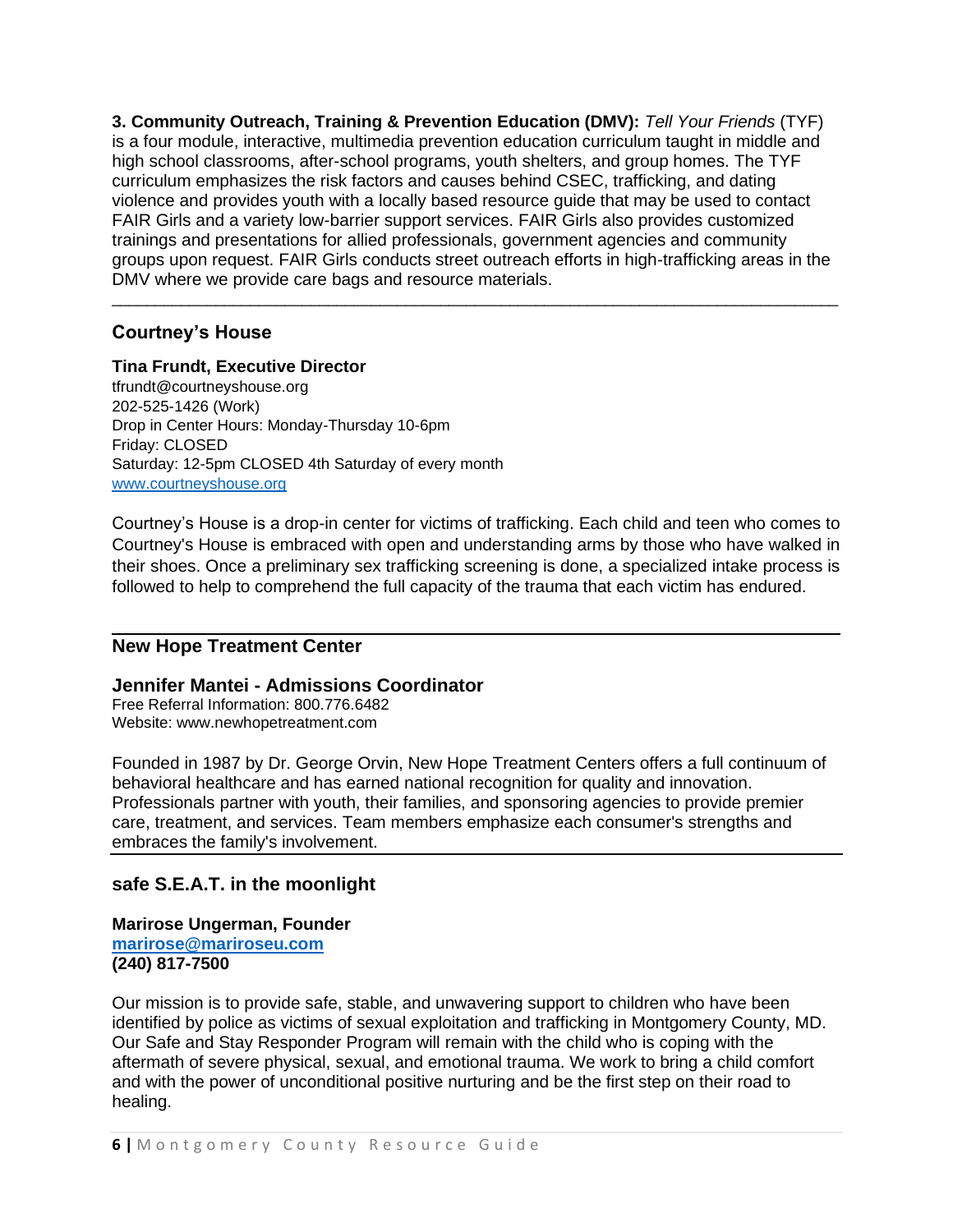**3. Community Outreach, Training & Prevention Education (DMV):** *Tell Your Friends* (TYF) is a four module, interactive, multimedia prevention education curriculum taught in middle and high school classrooms, after-school programs, youth shelters, and group homes. The TYF curriculum emphasizes the risk factors and causes behind CSEC, trafficking, and dating violence and provides youth with a locally based resource guide that may be used to contact FAIR Girls and a variety low-barrier support services. FAIR Girls also provides customized trainings and presentations for allied professionals, government agencies and community groups upon request. FAIR Girls conducts street outreach efforts in high-trafficking areas in the DMV where we provide care bags and resource materials.

---

## Courtney's House

**Tina Frundt, Executive Director**
tfrundt@courtneyshouse.org
202-525-1426 (Work)
Drop in Center Hours: Monday-Thursday 10-6pm
Friday: CLOSED
Saturday: 12-5pm CLOSED 4th Saturday of every month
www.courtneyshouse.org

Courtney's House is a drop-in center for victims of trafficking. Each child and teen who comes to Courtney's House is embraced with open and understanding arms by those who have walked in their shoes. Once a preliminary sex trafficking screening is done, a specialized intake process is followed to help to comprehend the full capacity of the trauma that each victim has endured.

---

## New Hope Treatment Center

**Jennifer Mantei - Admissions Coordinator**
Free Referral Information: 800.776.6482
Website: www.newhopetreatment.com

Founded in 1987 by Dr. George Orvin, New Hope Treatment Centers offers a full continuum of behavioral healthcare and has earned national recognition for quality and innovation. Professionals partner with youth, their families, and sponsoring agencies to provide premier care, treatment, and services. Team members emphasize each consumer's strengths and embraces the family's involvement.

---

## safe S.E.A.T. in the moonlight

**Marirose Ungerman, Founder**
**marirose@mariroseu.com**
**(240) 817-7500**

Our mission is to provide safe, stable, and unwavering support to children who have been identified by police as victims of sexual exploitation and trafficking in Montgomery County, MD. Our Safe and Stay Responder Program will remain with the child who is coping with the aftermath of severe physical, sexual, and emotional trauma. We work to bring a child comfort and with the power of unconditional positive nurturing and be the first step on their road to healing.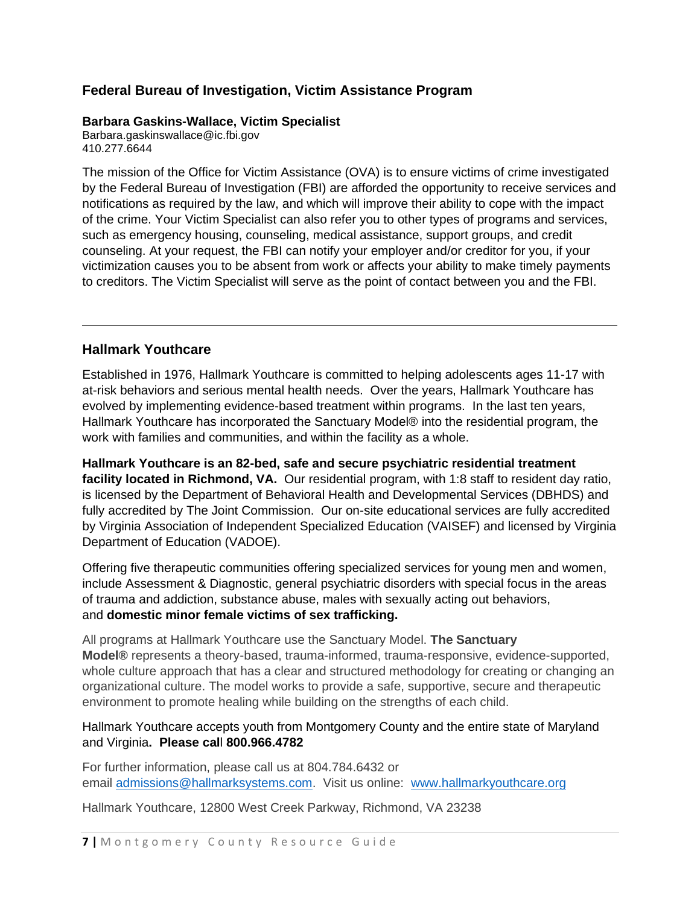## Federal Bureau of Investigation, Victim Assistance Program

**Barbara Gaskins-Wallace, Victim Specialist**
Barbara.gaskinswallace@ic.fbi.gov
410.277.6644

The mission of the Office for Victim Assistance (OVA) is to ensure victims of crime investigated by the Federal Bureau of Investigation (FBI) are afforded the opportunity to receive services and notifications as required by the law, and which will improve their ability to cope with the impact of the crime. Your Victim Specialist can also refer you to other types of programs and services, such as emergency housing, counseling, medical assistance, support groups, and credit counseling. At your request, the FBI can notify your employer and/or creditor for you, if your victimization causes you to be absent from work or affects your ability to make timely payments to creditors. The Victim Specialist will serve as the point of contact between you and the FBI.

---

## Hallmark Youthcare

Established in 1976, Hallmark Youthcare is committed to helping adolescents ages 11-17 with at-risk behaviors and serious mental health needs. Over the years, Hallmark Youthcare has evolved by implementing evidence-based treatment within programs. In the last ten years, Hallmark Youthcare has incorporated the Sanctuary Model® into the residential program, the work with families and communities, and within the facility as a whole.

**Hallmark Youthcare is an 82-bed, safe and secure psychiatric residential treatment facility located in Richmond, VA.** Our residential program, with 1:8 staff to resident day ratio, is licensed by the Department of Behavioral Health and Developmental Services (DBHDS) and fully accredited by The Joint Commission. Our on-site educational services are fully accredited by Virginia Association of Independent Specialized Education (VAISEF) and licensed by Virginia Department of Education (VADOE).

Offering five therapeutic communities offering specialized services for young men and women, include Assessment & Diagnostic, general psychiatric disorders with special focus in the areas of trauma and addiction, substance abuse, males with sexually acting out behaviors, and **domestic minor female victims of sex trafficking.**

All programs at Hallmark Youthcare use the Sanctuary Model. **The Sanctuary Model®** represents a theory-based, trauma-informed, trauma-responsive, evidence-supported, whole culture approach that has a clear and structured methodology for creating or changing an organizational culture. The model works to provide a safe, supportive, secure and therapeutic environment to promote healing while building on the strengths of each child.

Hallmark Youthcare accepts youth from Montgomery County and the entire state of Maryland and Virginia**. Please call 800.966.4782**

For further information, please call us at 804.784.6432 or email [admissions@hallmarksystems.com](mailto:admissions@hallmarksystems.com). Visit us online: [www.hallmarkyouthcare.org](http://www.hallmarkyouthcare.org)

Hallmark Youthcare, 12800 West Creek Parkway, Richmond, VA 23238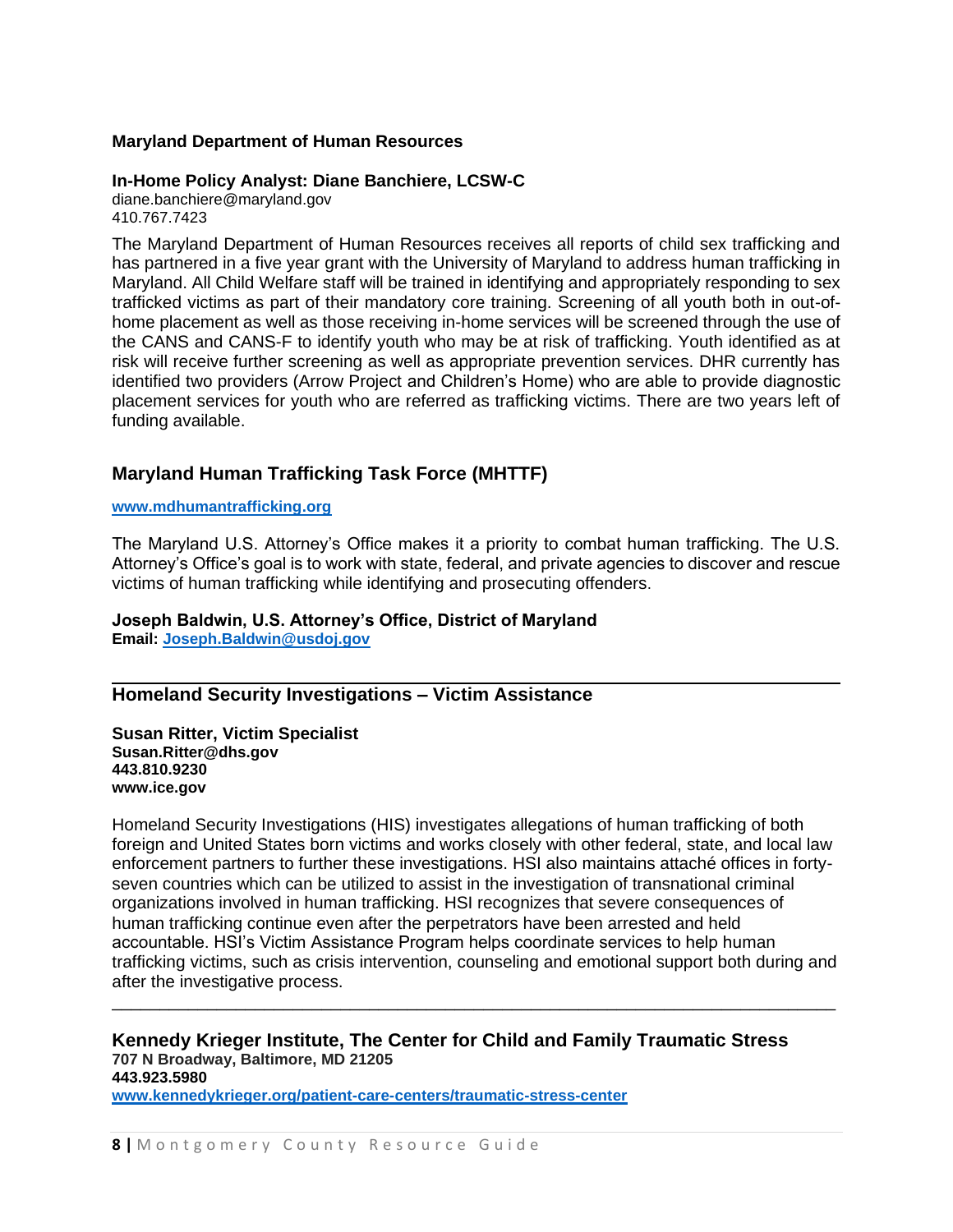**Maryland Department of Human Resources**

**In-Home Policy Analyst: Diane Banchiere, LCSW-C**
diane.banchiere@maryland.gov
410.767.7423

The Maryland Department of Human Resources receives all reports of child sex trafficking and has partnered in a five year grant with the University of Maryland to address human trafficking in Maryland. All Child Welfare staff will be trained in identifying and appropriately responding to sex trafficked victims as part of their mandatory core training. Screening of all youth both in out-of-home placement as well as those receiving in-home services will be screened through the use of the CANS and CANS-F to identify youth who may be at risk of trafficking. Youth identified as at risk will receive further screening as well as appropriate prevention services. DHR currently has identified two providers (Arrow Project and Children's Home) who are able to provide diagnostic placement services for youth who are referred as trafficking victims. There are two years left of funding available.

## Maryland Human Trafficking Task Force (MHTTF)

**www.mdhumantrafficking.org**

The Maryland U.S. Attorney's Office makes it a priority to combat human trafficking. The U.S. Attorney's Office's goal is to work with state, federal, and private agencies to discover and rescue victims of human trafficking while identifying and prosecuting offenders.

**Joseph Baldwin, U.S. Attorney's Office, District of Maryland**
**Email: Joseph.Baldwin@usdoj.gov**

---

## Homeland Security Investigations – Victim Assistance

**Susan Ritter, Victim Specialist**
**Susan.Ritter@dhs.gov**
**443.810.9230**
**www.ice.gov**

Homeland Security Investigations (HIS) investigates allegations of human trafficking of both foreign and United States born victims and works closely with other federal, state, and local law enforcement partners to further these investigations. HSI also maintains attaché offices in forty-seven countries which can be utilized to assist in the investigation of transnational criminal organizations involved in human trafficking. HSI recognizes that severe consequences of human trafficking continue even after the perpetrators have been arrested and held accountable. HSI's Victim Assistance Program helps coordinate services to help human trafficking victims, such as crisis intervention, counseling and emotional support both during and after the investigative process.

---

## Kennedy Krieger Institute, The Center for Child and Family Traumatic Stress

**707 N Broadway, Baltimore, MD 21205**
**443.923.5980**
**www.kennedykrieger.org/patient-care-centers/traumatic-stress-center**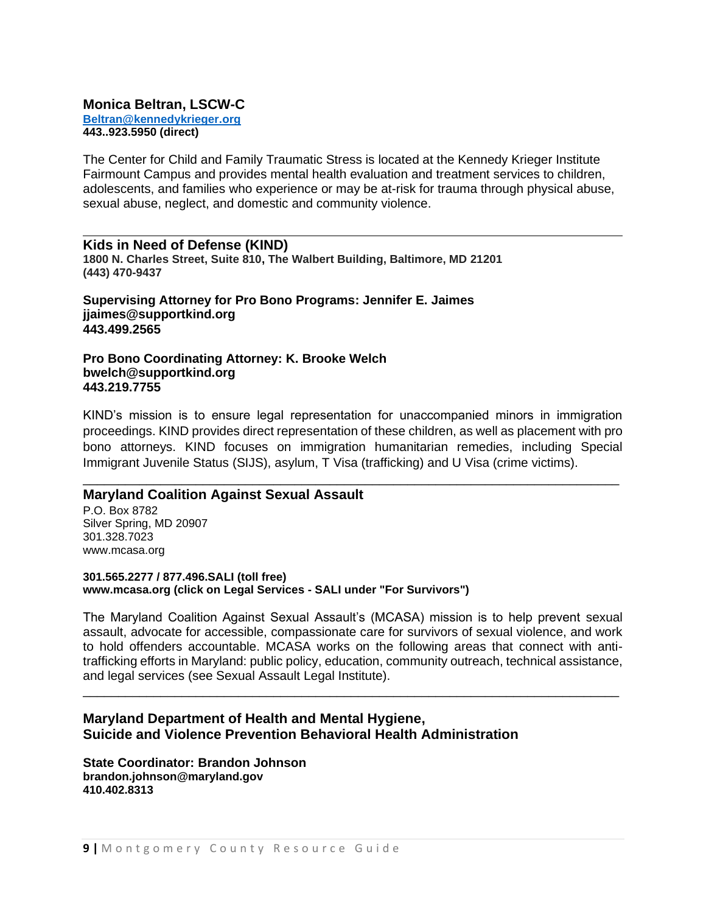**Monica Beltran, LSCW-C**
**Beltran@kennedykrieger.org**
**443..923.5950 (direct)**

The Center for Child and Family Traumatic Stress is located at the Kennedy Krieger Institute Fairmount Campus and provides mental health evaluation and treatment services to children, adolescents, and families who experience or may be at-risk for trauma through physical abuse, sexual abuse, neglect, and domestic and community violence.

---

### Kids in Need of Defense (KIND)

**1800 N. Charles Street, Suite 810, The Walbert Building, Baltimore, MD 21201**
**(443) 470-9437**

**Supervising Attorney for Pro Bono Programs: Jennifer E. Jaimes**
**jjaimes@supportkind.org**
**443.499.2565**

**Pro Bono Coordinating Attorney: K. Brooke Welch**
**bwelch@supportkind.org**
**443.219.7755**

KIND's mission is to ensure legal representation for unaccompanied minors in immigration proceedings. KIND provides direct representation of these children, as well as placement with pro bono attorneys. KIND focuses on immigration humanitarian remedies, including Special Immigrant Juvenile Status (SIJS), asylum, T Visa (trafficking) and U Visa (crime victims).

---

### Maryland Coalition Against Sexual Assault

P.O. Box 8782
Silver Spring, MD 20907
301.328.7023
www.mcasa.org

**301.565.2277 / 877.496.SALI (toll free)**
**www.mcasa.org (click on Legal Services - SALI under "For Survivors")**

The Maryland Coalition Against Sexual Assault's (MCASA) mission is to help prevent sexual assault, advocate for accessible, compassionate care for survivors of sexual violence, and work to hold offenders accountable. MCASA works on the following areas that connect with anti-trafficking efforts in Maryland: public policy, education, community outreach, technical assistance, and legal services (see Sexual Assault Legal Institute).

---

### Maryland Department of Health and Mental Hygiene, Suicide and Violence Prevention Behavioral Health Administration

**State Coordinator: Brandon Johnson**
**brandon.johnson@maryland.gov**
**410.402.8313**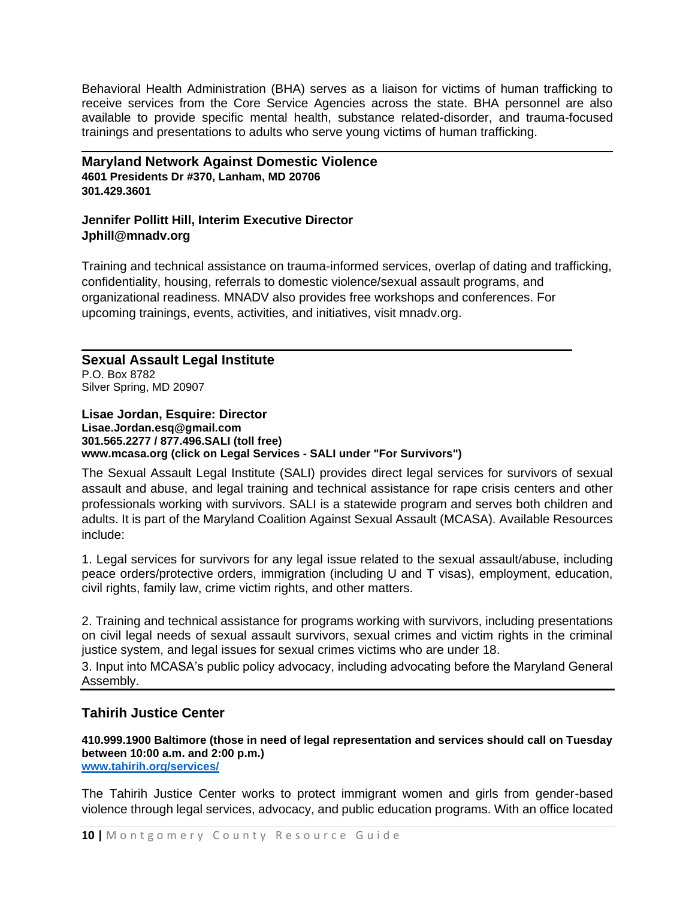Behavioral Health Administration (BHA) serves as a liaison for victims of human trafficking to receive services from the Core Service Agencies across the state. BHA personnel are also available to provide specific mental health, substance related-disorder, and trauma-focused trainings and presentations to adults who serve young victims of human trafficking.

---

## Maryland Network Against Domestic Violence

**4601 Presidents Dr #370, Lanham, MD 20706**
**301.429.3601**

**Jennifer Pollitt Hill, Interim Executive Director**
**Jphill@mnadv.org**

Training and technical assistance on trauma-informed services, overlap of dating and trafficking, confidentiality, housing, referrals to domestic violence/sexual assault programs, and organizational readiness. MNADV also provides free workshops and conferences. For upcoming trainings, events, activities, and initiatives, visit mnadv.org.

---

## Sexual Assault Legal Institute

P.O. Box 8782
Silver Spring, MD 20907

**Lisae Jordan, Esquire: Director**
**Lisae.Jordan.esq@gmail.com**
**301.565.2277 / 877.496.SALI (toll free)**
**www.mcasa.org (click on Legal Services - SALI under "For Survivors")**

The Sexual Assault Legal Institute (SALI) provides direct legal services for survivors of sexual assault and abuse, and legal training and technical assistance for rape crisis centers and other professionals working with survivors. SALI is a statewide program and serves both children and adults. It is part of the Maryland Coalition Against Sexual Assault (MCASA). Available Resources include:

1. Legal services for survivors for any legal issue related to the sexual assault/abuse, including peace orders/protective orders, immigration (including U and T visas), employment, education, civil rights, family law, crime victim rights, and other matters.

2. Training and technical assistance for programs working with survivors, including presentations on civil legal needs of sexual assault survivors, sexual crimes and victim rights in the criminal justice system, and legal issues for sexual crimes victims who are under 18.

3. Input into MCASA's public policy advocacy, including advocating before the Maryland General Assembly.

---

## Tahirih Justice Center

**410.999.1900 Baltimore (those in need of legal representation and services should call on Tuesday between 10:00 a.m. and 2:00 p.m.)**
**[www.tahirih.org/services/](www.tahirih.org/services/)**

The Tahirih Justice Center works to protect immigrant women and girls from gender-based violence through legal services, advocacy, and public education programs. With an office located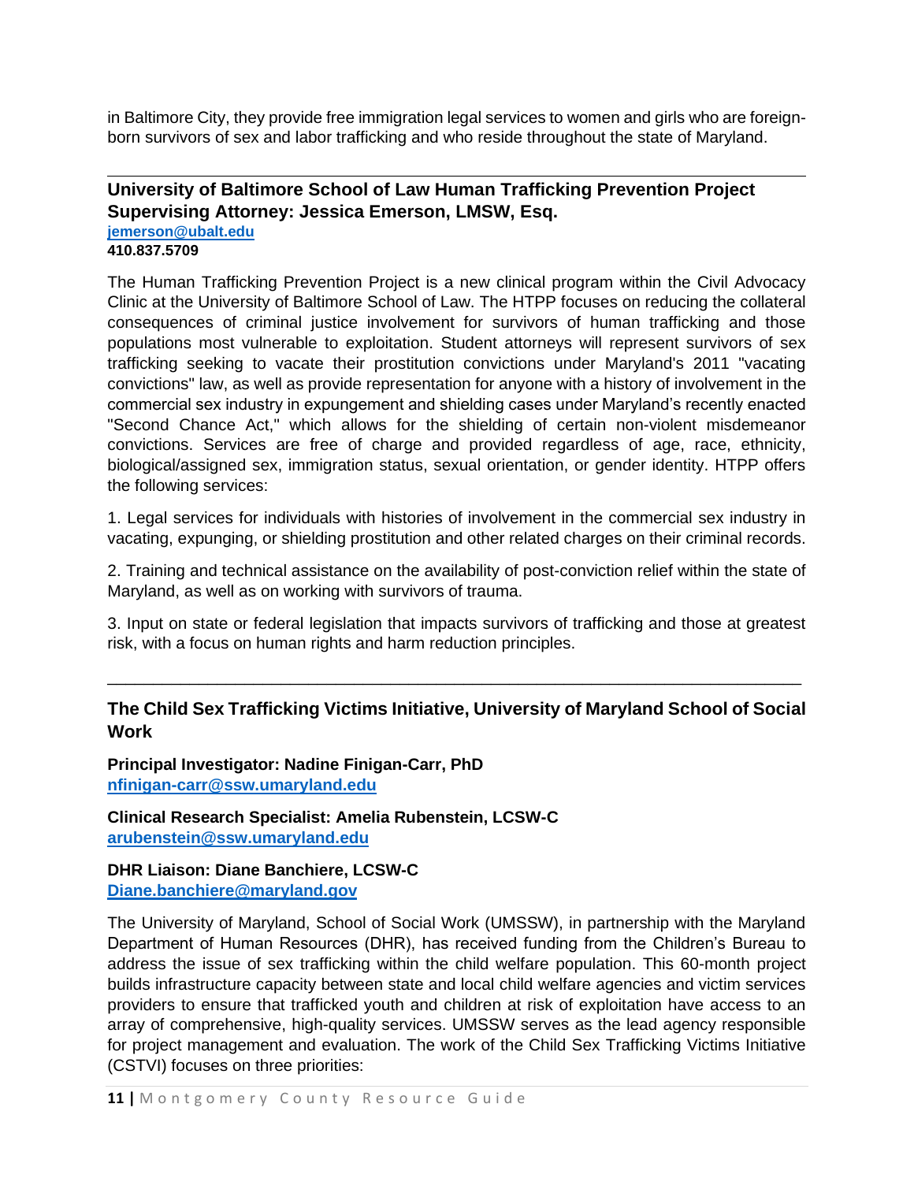in Baltimore City, they provide free immigration legal services to women and girls who are foreign-born survivors of sex and labor trafficking and who reside throughout the state of Maryland.

---

### University of Baltimore School of Law Human Trafficking Prevention Project Supervising Attorney: Jessica Emerson, LMSW, Esq.

**jemerson@ubalt.edu**
**410.837.5709**

The Human Trafficking Prevention Project is a new clinical program within the Civil Advocacy Clinic at the University of Baltimore School of Law. The HTPP focuses on reducing the collateral consequences of criminal justice involvement for survivors of human trafficking and those populations most vulnerable to exploitation. Student attorneys will represent survivors of sex trafficking seeking to vacate their prostitution convictions under Maryland's 2011 "vacating convictions" law, as well as provide representation for anyone with a history of involvement in the commercial sex industry in expungement and shielding cases under Maryland's recently enacted "Second Chance Act," which allows for the shielding of certain non-violent misdemeanor convictions. Services are free of charge and provided regardless of age, race, ethnicity, biological/assigned sex, immigration status, sexual orientation, or gender identity. HTPP offers the following services:

1. Legal services for individuals with histories of involvement in the commercial sex industry in vacating, expunging, or shielding prostitution and other related charges on their criminal records.

2. Training and technical assistance on the availability of post-conviction relief within the state of Maryland, as well as on working with survivors of trauma.

3. Input on state or federal legislation that impacts survivors of trafficking and those at greatest risk, with a focus on human rights and harm reduction principles.

---

### The Child Sex Trafficking Victims Initiative, University of Maryland School of Social Work

**Principal Investigator: Nadine Finigan-Carr, PhD**
**nfinigan-carr@ssw.umaryland.edu**

**Clinical Research Specialist: Amelia Rubenstein, LCSW-C**
**arubenstein@ssw.umaryland.edu**

**DHR Liaison: Diane Banchiere, LCSW-C**
**Diane.banchiere@maryland.gov**

The University of Maryland, School of Social Work (UMSSW), in partnership with the Maryland Department of Human Resources (DHR), has received funding from the Children's Bureau to address the issue of sex trafficking within the child welfare population. This 60-month project builds infrastructure capacity between state and local child welfare agencies and victim services providers to ensure that trafficked youth and children at risk of exploitation have access to an array of comprehensive, high-quality services. UMSSW serves as the lead agency responsible for project management and evaluation. The work of the Child Sex Trafficking Victims Initiative (CSTVI) focuses on three priorities: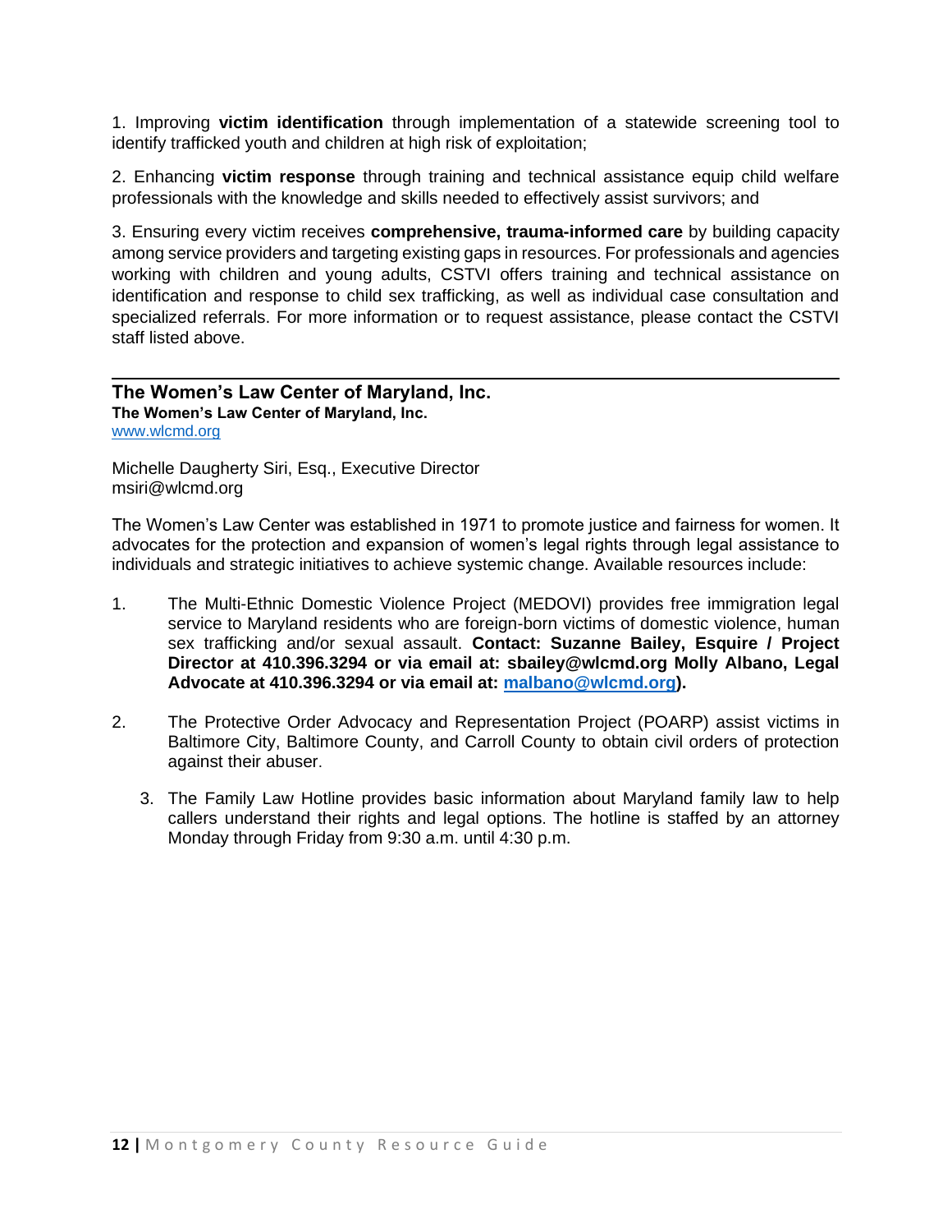1. Improving **victim identification** through implementation of a statewide screening tool to identify trafficked youth and children at high risk of exploitation;

2. Enhancing **victim response** through training and technical assistance equip child welfare professionals with the knowledge and skills needed to effectively assist survivors; and

3. Ensuring every victim receives **comprehensive, trauma-informed care** by building capacity among service providers and targeting existing gaps in resources. For professionals and agencies working with children and young adults, CSTVI offers training and technical assistance on identification and response to child sex trafficking, as well as individual case consultation and specialized referrals. For more information or to request assistance, please contact the CSTVI staff listed above.

---

## The Women's Law Center of Maryland, Inc.

**The Women's Law Center of Maryland, Inc.**
www.wlcmd.org

Michelle Daugherty Siri, Esq., Executive Director
msiri@wlcmd.org

The Women's Law Center was established in 1971 to promote justice and fairness for women. It advocates for the protection and expansion of women's legal rights through legal assistance to individuals and strategic initiatives to achieve systemic change. Available resources include:

1. The Multi-Ethnic Domestic Violence Project (MEDOVI) provides free immigration legal service to Maryland residents who are foreign-born victims of domestic violence, human sex trafficking and/or sexual assault. **Contact: Suzanne Bailey, Esquire / Project Director at 410.396.3294 or via email at: sbailey@wlcmd.org Molly Albano, Legal Advocate at 410.396.3294 or via email at: malbano@wlcmd.org).**

2. The Protective Order Advocacy and Representation Project (POARP) assist victims in Baltimore City, Baltimore County, and Carroll County to obtain civil orders of protection against their abuser.

3. The Family Law Hotline provides basic information about Maryland family law to help callers understand their rights and legal options. The hotline is staffed by an attorney Monday through Friday from 9:30 a.m. until 4:30 p.m.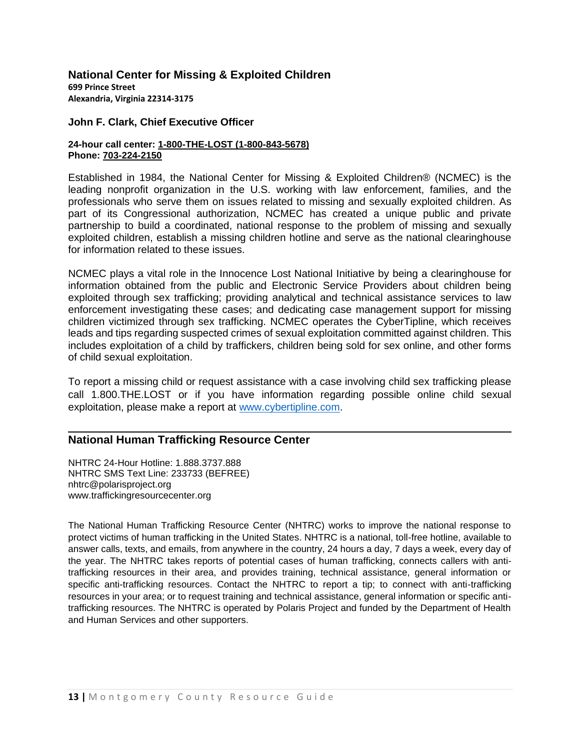## National Center for Missing & Exploited Children

**699 Prince Street**
**Alexandria, Virginia 22314-3175**

### John F. Clark, Chief Executive Officer

**24-hour call center: 1-800-THE-LOST (1-800-843-5678)**
**Phone: 703-224-2150**

Established in 1984, the National Center for Missing & Exploited Children® (NCMEC) is the leading nonprofit organization in the U.S. working with law enforcement, families, and the professionals who serve them on issues related to missing and sexually exploited children. As part of its Congressional authorization, NCMEC has created a unique public and private partnership to build a coordinated, national response to the problem of missing and sexually exploited children, establish a missing children hotline and serve as the national clearinghouse for information related to these issues.

NCMEC plays a vital role in the Innocence Lost National Initiative by being a clearinghouse for information obtained from the public and Electronic Service Providers about children being exploited through sex trafficking; providing analytical and technical assistance services to law enforcement investigating these cases; and dedicating case management support for missing children victimized through sex trafficking. NCMEC operates the CyberTipline, which receives leads and tips regarding suspected crimes of sexual exploitation committed against children. This includes exploitation of a child by traffickers, children being sold for sex online, and other forms of child sexual exploitation.

To report a missing child or request assistance with a case involving child sex trafficking please call 1.800.THE.LOST or if you have information regarding possible online child sexual exploitation, please make a report at www.cybertipline.com.

---

## National Human Trafficking Resource Center

NHTRC 24-Hour Hotline: 1.888.3737.888
NHTRC SMS Text Line: 233733 (BEFREE)
nhtrc@polarisproject.org
www.traffickingresourcecenter.org

The National Human Trafficking Resource Center (NHTRC) works to improve the national response to protect victims of human trafficking in the United States. NHTRC is a national, toll-free hotline, available to answer calls, texts, and emails, from anywhere in the country, 24 hours a day, 7 days a week, every day of the year. The NHTRC takes reports of potential cases of human trafficking, connects callers with anti-trafficking resources in their area, and provides training, technical assistance, general information or specific anti-trafficking resources. Contact the NHTRC to report a tip; to connect with anti-trafficking resources in your area; or to request training and technical assistance, general information or specific anti-trafficking resources. The NHTRC is operated by Polaris Project and funded by the Department of Health and Human Services and other supporters.